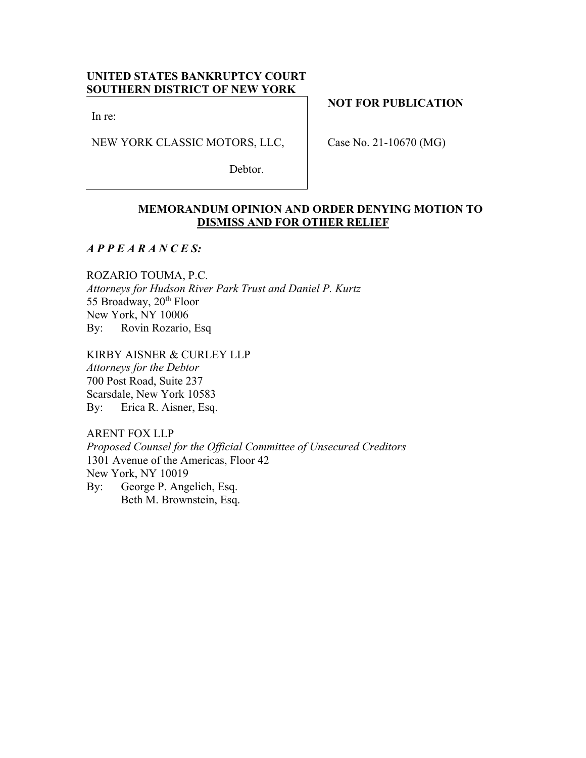**UNITED STATES BANKRUPTCY COURT**
**SOUTHERN DISTRICT OF NEW YORK**

In re:

NEW YORK CLASSIC MOTORS, LLC,

Debtor.

**NOT FOR PUBLICATION**

Case No. 21-10670 (MG)

**MEMORANDUM OPINION AND ORDER DENYING MOTION TO DISMISS AND FOR OTHER RELIEF**

***A P P E A R A N C E S:***

ROZARIO TOUMA, P.C.
*Attorneys for Hudson River Park Trust and Daniel P. Kurtz*
55 Broadway, 20th Floor
New York, NY 10006
By: Rovin Rozario, Esq

KIRBY AISNER & CURLEY LLP
*Attorneys for the Debtor*
700 Post Road, Suite 237
Scarsdale, New York 10583
By: Erica R. Aisner, Esq.

ARENT FOX LLP
*Proposed Counsel for the Official Committee of Unsecured Creditors*
1301 Avenue of the Americas, Floor 42
New York, NY 10019
By: George P. Angelich, Esq.
Beth M. Brownstein, Esq.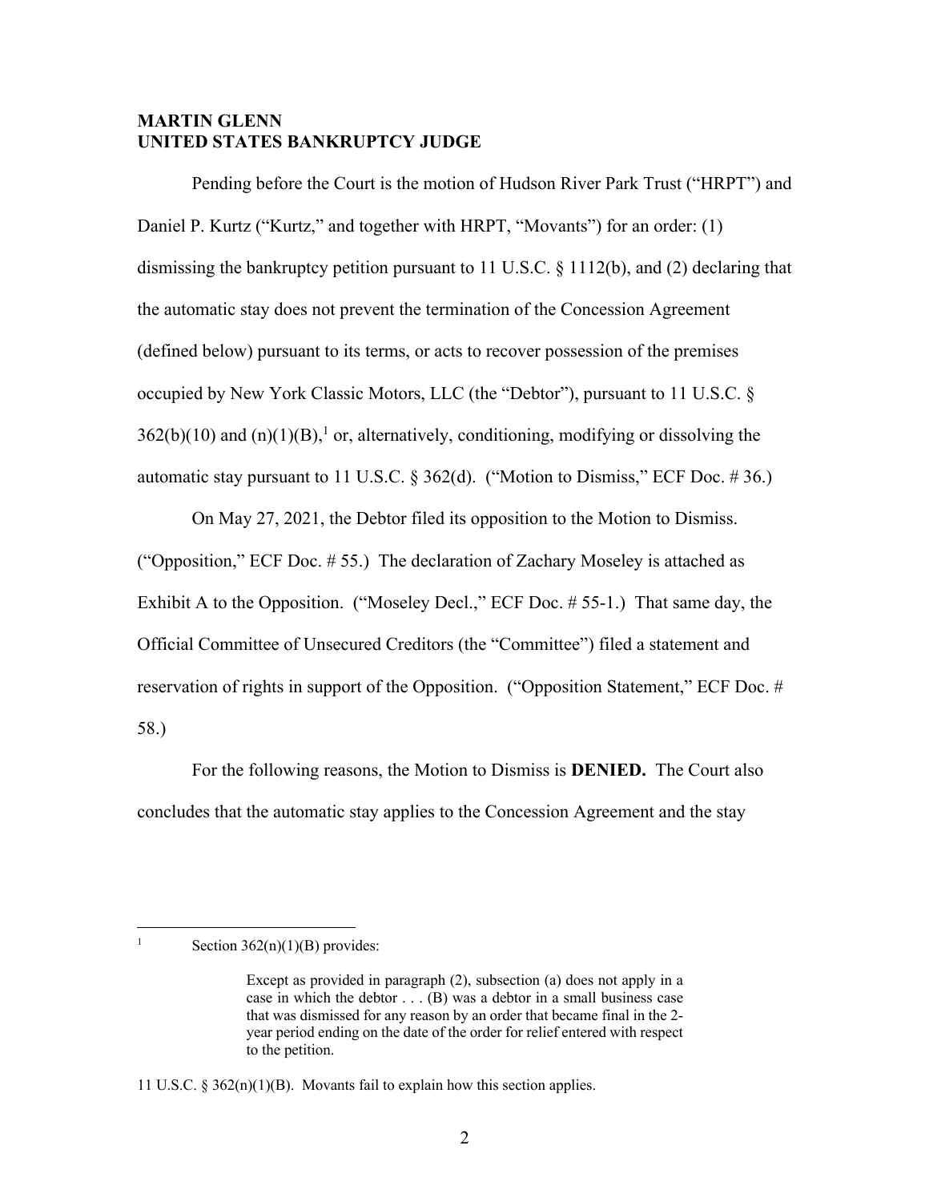**MARTIN GLENN**
**UNITED STATES BANKRUPTCY JUDGE**

Pending before the Court is the motion of Hudson River Park Trust ("HRPT") and Daniel P. Kurtz ("Kurtz," and together with HRPT, "Movants") for an order: (1) dismissing the bankruptcy petition pursuant to 11 U.S.C. § 1112(b), and (2) declaring that the automatic stay does not prevent the termination of the Concession Agreement (defined below) pursuant to its terms, or acts to recover possession of the premises occupied by New York Classic Motors, LLC (the "Debtor"), pursuant to 11 U.S.C. § 362(b)(10) and (n)(1)(B),[1] or, alternatively, conditioning, modifying or dissolving the automatic stay pursuant to 11 U.S.C. § 362(d). ("Motion to Dismiss," ECF Doc. # 36.)

On May 27, 2021, the Debtor filed its opposition to the Motion to Dismiss. ("Opposition," ECF Doc. # 55.) The declaration of Zachary Moseley is attached as Exhibit A to the Opposition. ("Moseley Decl.," ECF Doc. # 55-1.) That same day, the Official Committee of Unsecured Creditors (the "Committee") filed a statement and reservation of rights in support of the Opposition. ("Opposition Statement," ECF Doc. # 58.)

For the following reasons, the Motion to Dismiss is **DENIED.** The Court also concludes that the automatic stay applies to the Concession Agreement and the stay

---

[1] Section 362(n)(1)(B) provides:

> Except as provided in paragraph (2), subsection (a) does not apply in a case in which the debtor . . . (B) was a debtor in a small business case that was dismissed for any reason by an order that became final in the 2-year period ending on the date of the order for relief entered with respect to the petition.

11 U.S.C. § 362(n)(1)(B). Movants fail to explain how this section applies.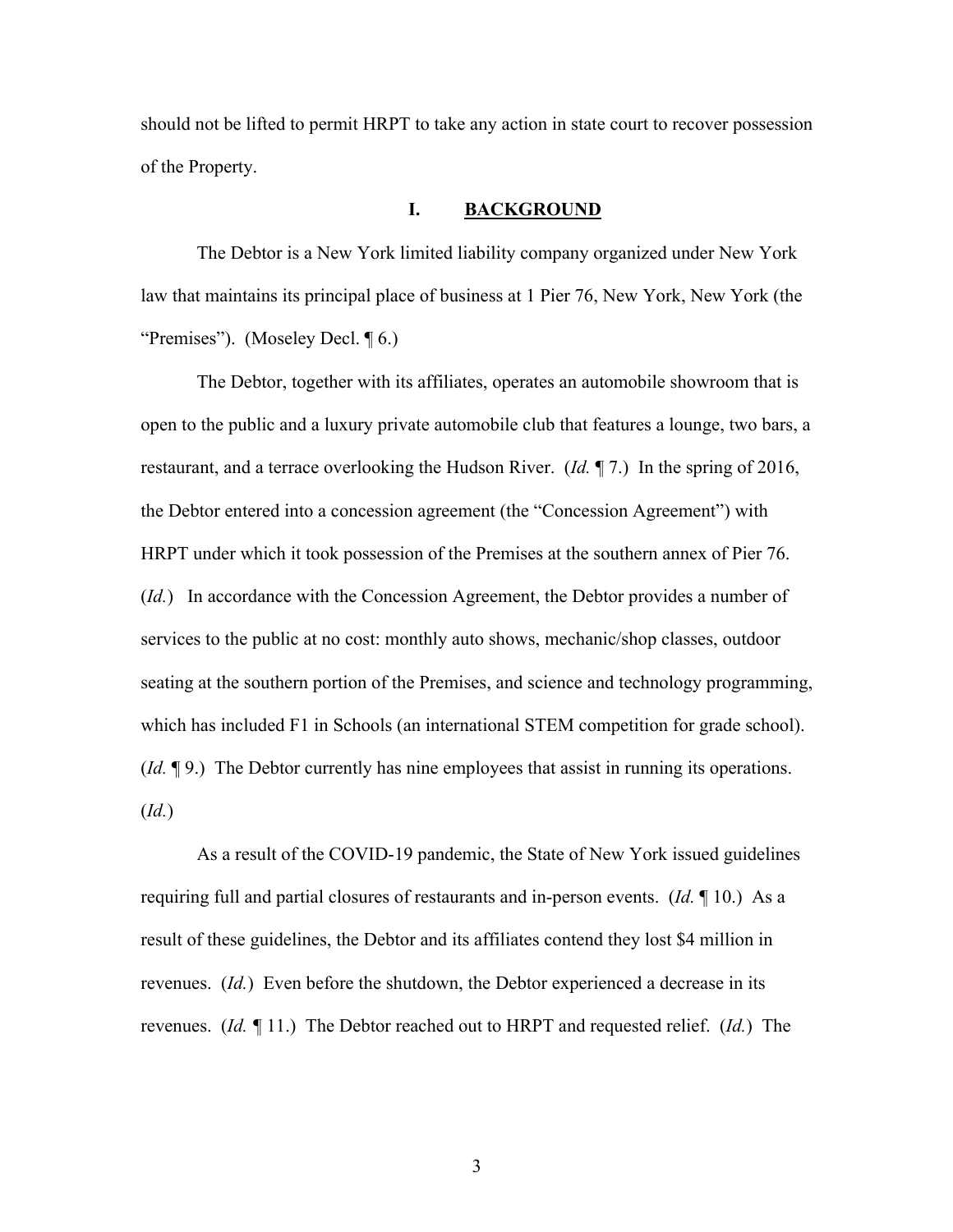should not be lifted to permit HRPT to take any action in state court to recover possession of the Property.

## I. **BACKGROUND**

The Debtor is a New York limited liability company organized under New York law that maintains its principal place of business at 1 Pier 76, New York, New York (the "Premises"). (Moseley Decl. ¶ 6.)

The Debtor, together with its affiliates, operates an automobile showroom that is open to the public and a luxury private automobile club that features a lounge, two bars, a restaurant, and a terrace overlooking the Hudson River. (*Id.* ¶ 7.) In the spring of 2016, the Debtor entered into a concession agreement (the "Concession Agreement") with HRPT under which it took possession of the Premises at the southern annex of Pier 76. (*Id.*) In accordance with the Concession Agreement, the Debtor provides a number of services to the public at no cost: monthly auto shows, mechanic/shop classes, outdoor seating at the southern portion of the Premises, and science and technology programming, which has included F1 in Schools (an international STEM competition for grade school). (*Id.* ¶ 9.) The Debtor currently has nine employees that assist in running its operations. (*Id.*)

As a result of the COVID-19 pandemic, the State of New York issued guidelines requiring full and partial closures of restaurants and in-person events. (*Id.* ¶ 10.) As a result of these guidelines, the Debtor and its affiliates contend they lost $4 million in revenues. (*Id.*) Even before the shutdown, the Debtor experienced a decrease in its revenues. (*Id.* ¶ 11.) The Debtor reached out to HRPT and requested relief. (*Id.*) The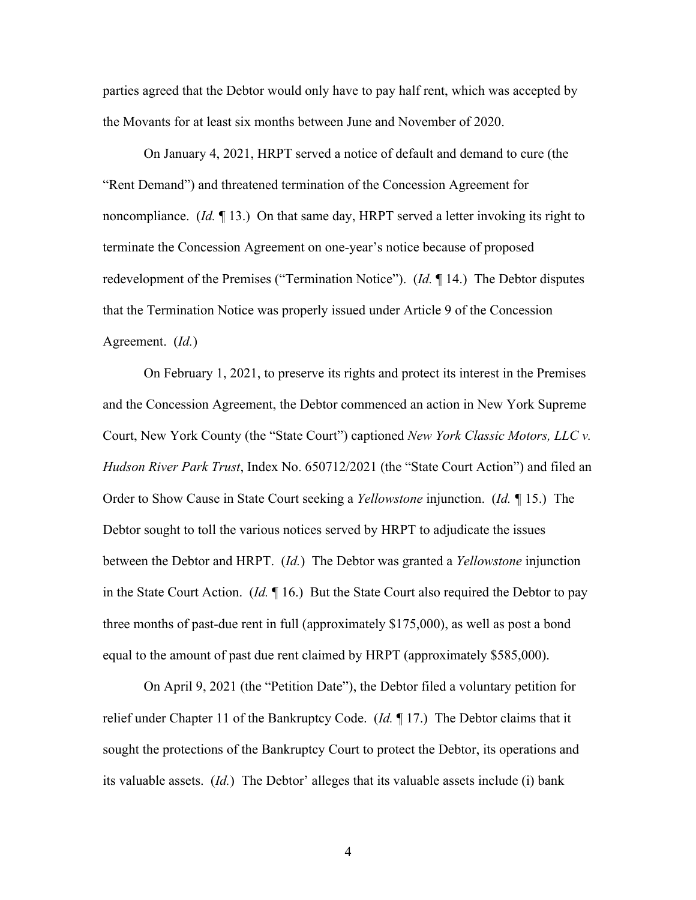parties agreed that the Debtor would only have to pay half rent, which was accepted by the Movants for at least six months between June and November of 2020.

On January 4, 2021, HRPT served a notice of default and demand to cure (the "Rent Demand") and threatened termination of the Concession Agreement for noncompliance. (*Id.* ¶ 13.) On that same day, HRPT served a letter invoking its right to terminate the Concession Agreement on one-year's notice because of proposed redevelopment of the Premises ("Termination Notice"). (*Id.* ¶ 14.) The Debtor disputes that the Termination Notice was properly issued under Article 9 of the Concession Agreement. (*Id.*)

On February 1, 2021, to preserve its rights and protect its interest in the Premises and the Concession Agreement, the Debtor commenced an action in New York Supreme Court, New York County (the "State Court") captioned *New York Classic Motors, LLC v. Hudson River Park Trust*, Index No. 650712/2021 (the "State Court Action") and filed an Order to Show Cause in State Court seeking a *Yellowstone* injunction. (*Id.* ¶ 15.) The Debtor sought to toll the various notices served by HRPT to adjudicate the issues between the Debtor and HRPT. (*Id.*) The Debtor was granted a *Yellowstone* injunction in the State Court Action. (*Id.* ¶ 16.) But the State Court also required the Debtor to pay three months of past-due rent in full (approximately $175,000), as well as post a bond equal to the amount of past due rent claimed by HRPT (approximately $585,000).

On April 9, 2021 (the "Petition Date"), the Debtor filed a voluntary petition for relief under Chapter 11 of the Bankruptcy Code. (*Id.* ¶ 17.) The Debtor claims that it sought the protections of the Bankruptcy Court to protect the Debtor, its operations and its valuable assets. (*Id.*) The Debtor' alleges that its valuable assets include (i) bank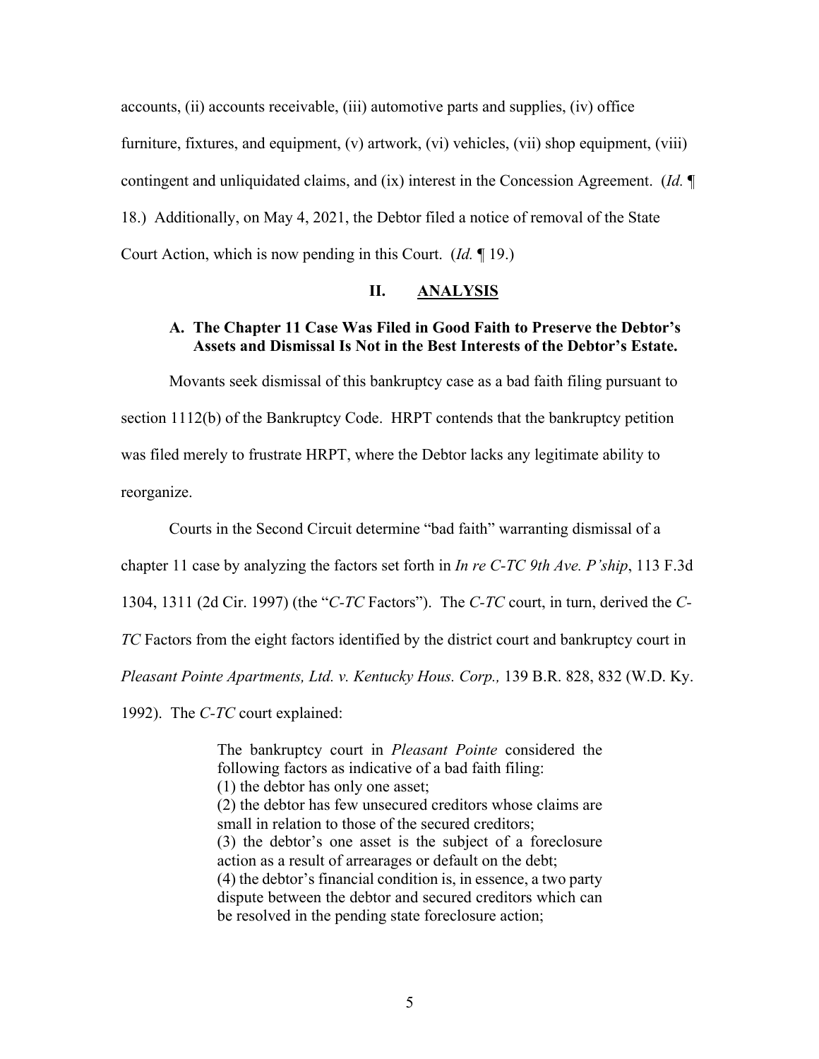accounts, (ii) accounts receivable, (iii) automotive parts and supplies, (iv) office furniture, fixtures, and equipment, (v) artwork, (vi) vehicles, (vii) shop equipment, (viii) contingent and unliquidated claims, and (ix) interest in the Concession Agreement. (*Id.* ¶ 18.) Additionally, on May 4, 2021, the Debtor filed a notice of removal of the State Court Action, which is now pending in this Court. (*Id.* ¶ 19.)

## II. ANALYSIS

### A. The Chapter 11 Case Was Filed in Good Faith to Preserve the Debtor's Assets and Dismissal Is Not in the Best Interests of the Debtor's Estate.

Movants seek dismissal of this bankruptcy case as a bad faith filing pursuant to section 1112(b) of the Bankruptcy Code. HRPT contends that the bankruptcy petition was filed merely to frustrate HRPT, where the Debtor lacks any legitimate ability to reorganize.

Courts in the Second Circuit determine "bad faith" warranting dismissal of a chapter 11 case by analyzing the factors set forth in *In re C-TC 9th Ave. P'ship*, 113 F.3d 1304, 1311 (2d Cir. 1997) (the "*C-TC* Factors"). The *C-TC* court, in turn, derived the *C-TC* Factors from the eight factors identified by the district court and bankruptcy court in *Pleasant Pointe Apartments, Ltd. v. Kentucky Hous. Corp.,* 139 B.R. 828, 832 (W.D. Ky. 1992). The *C-TC* court explained:

> The bankruptcy court in *Pleasant Pointe* considered the following factors as indicative of a bad faith filing:
> (1) the debtor has only one asset;
> (2) the debtor has few unsecured creditors whose claims are small in relation to those of the secured creditors;
> (3) the debtor's one asset is the subject of a foreclosure action as a result of arrearages or default on the debt;
> (4) the debtor's financial condition is, in essence, a two party dispute between the debtor and secured creditors which can be resolved in the pending state foreclosure action;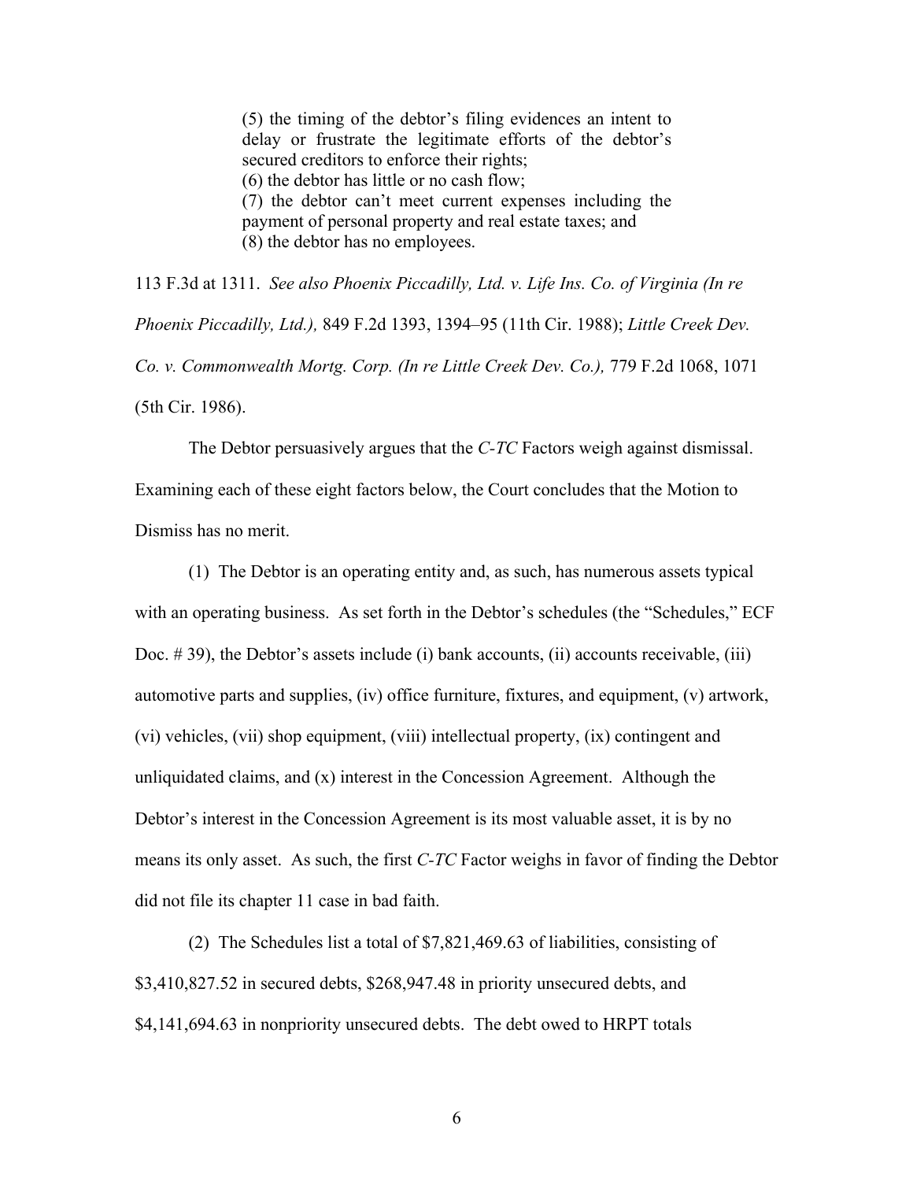> (5) the timing of the debtor's filing evidences an intent to delay or frustrate the legitimate efforts of the debtor's secured creditors to enforce their rights;
> (6) the debtor has little or no cash flow;
> (7) the debtor can't meet current expenses including the payment of personal property and real estate taxes; and
> (8) the debtor has no employees.

113 F.3d at 1311. *See also Phoenix Piccadilly, Ltd. v. Life Ins. Co. of Virginia (In re Phoenix Piccadilly, Ltd.),* 849 F.2d 1393, 1394–95 (11th Cir. 1988); *Little Creek Dev. Co. v. Commonwealth Mortg. Corp. (In re Little Creek Dev. Co.),* 779 F.2d 1068, 1071 (5th Cir. 1986).

The Debtor persuasively argues that the *C-TC* Factors weigh against dismissal. Examining each of these eight factors below, the Court concludes that the Motion to Dismiss has no merit.

(1) The Debtor is an operating entity and, as such, has numerous assets typical with an operating business. As set forth in the Debtor's schedules (the "Schedules," ECF Doc. # 39), the Debtor's assets include (i) bank accounts, (ii) accounts receivable, (iii) automotive parts and supplies, (iv) office furniture, fixtures, and equipment, (v) artwork, (vi) vehicles, (vii) shop equipment, (viii) intellectual property, (ix) contingent and unliquidated claims, and (x) interest in the Concession Agreement. Although the Debtor's interest in the Concession Agreement is its most valuable asset, it is by no means its only asset. As such, the first *C-TC* Factor weighs in favor of finding the Debtor did not file its chapter 11 case in bad faith.

(2) The Schedules list a total of $7,821,469.63 of liabilities, consisting of $3,410,827.52 in secured debts, $268,947.48 in priority unsecured debts, and $4,141,694.63 in nonpriority unsecured debts. The debt owed to HRPT totals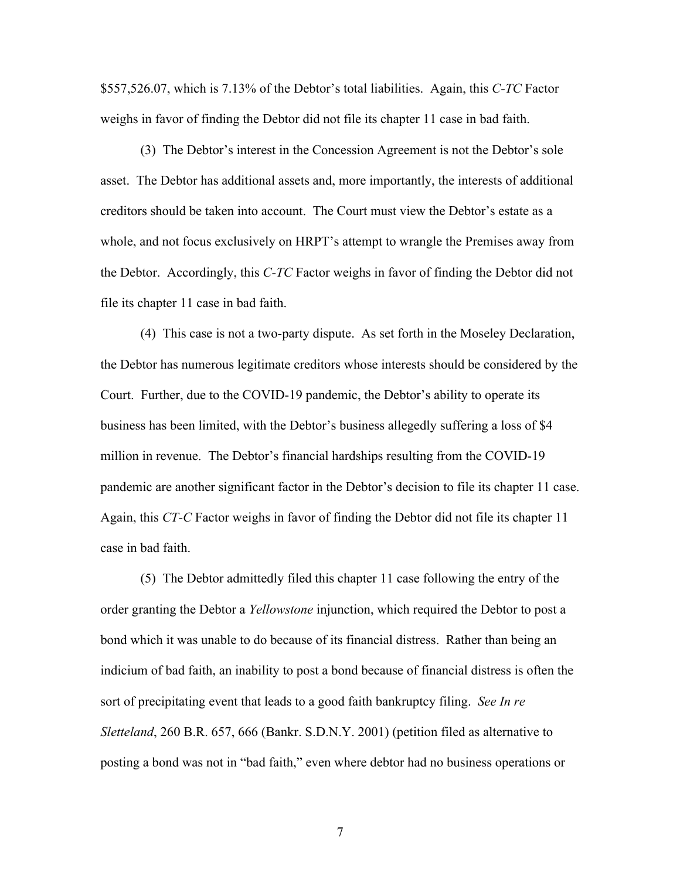$557,526.07, which is 7.13% of the Debtor's total liabilities. Again, this *C-TC* Factor weighs in favor of finding the Debtor did not file its chapter 11 case in bad faith.

(3) The Debtor's interest in the Concession Agreement is not the Debtor's sole asset. The Debtor has additional assets and, more importantly, the interests of additional creditors should be taken into account. The Court must view the Debtor's estate as a whole, and not focus exclusively on HRPT's attempt to wrangle the Premises away from the Debtor. Accordingly, this *C-TC* Factor weighs in favor of finding the Debtor did not file its chapter 11 case in bad faith.

(4) This case is not a two-party dispute. As set forth in the Moseley Declaration, the Debtor has numerous legitimate creditors whose interests should be considered by the Court. Further, due to the COVID-19 pandemic, the Debtor's ability to operate its business has been limited, with the Debtor's business allegedly suffering a loss of $4 million in revenue. The Debtor's financial hardships resulting from the COVID-19 pandemic are another significant factor in the Debtor's decision to file its chapter 11 case. Again, this *CT-C* Factor weighs in favor of finding the Debtor did not file its chapter 11 case in bad faith.

(5) The Debtor admittedly filed this chapter 11 case following the entry of the order granting the Debtor a *Yellowstone* injunction, which required the Debtor to post a bond which it was unable to do because of its financial distress. Rather than being an indicium of bad faith, an inability to post a bond because of financial distress is often the sort of precipitating event that leads to a good faith bankruptcy filing. *See In re Sletteland*, 260 B.R. 657, 666 (Bankr. S.D.N.Y. 2001) (petition filed as alternative to posting a bond was not in "bad faith," even where debtor had no business operations or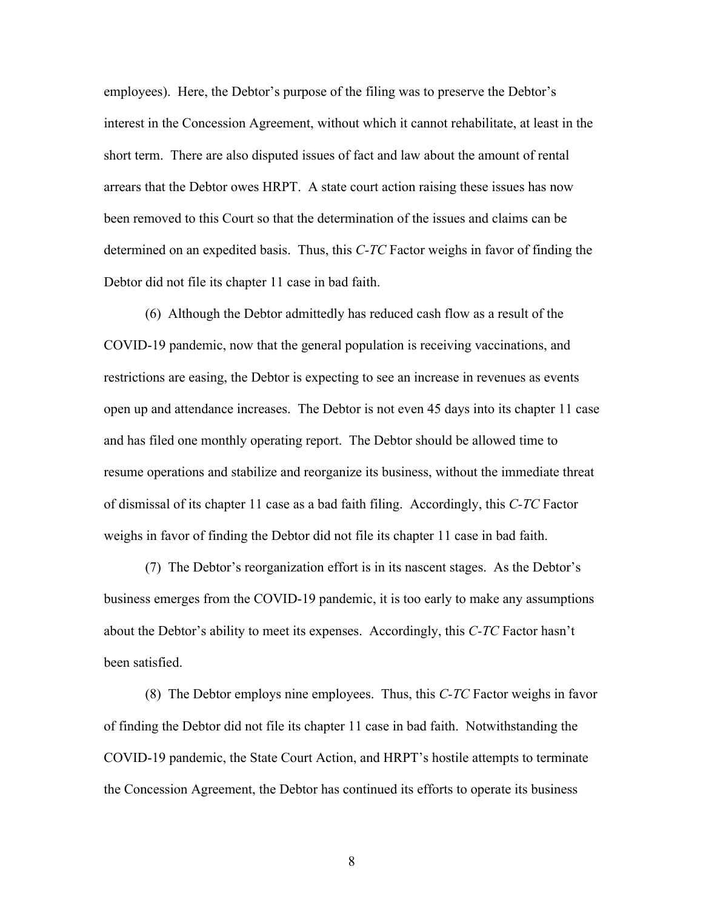employees). Here, the Debtor's purpose of the filing was to preserve the Debtor's interest in the Concession Agreement, without which it cannot rehabilitate, at least in the short term. There are also disputed issues of fact and law about the amount of rental arrears that the Debtor owes HRPT. A state court action raising these issues has now been removed to this Court so that the determination of the issues and claims can be determined on an expedited basis. Thus, this *C-TC* Factor weighs in favor of finding the Debtor did not file its chapter 11 case in bad faith.

(6) Although the Debtor admittedly has reduced cash flow as a result of the COVID-19 pandemic, now that the general population is receiving vaccinations, and restrictions are easing, the Debtor is expecting to see an increase in revenues as events open up and attendance increases. The Debtor is not even 45 days into its chapter 11 case and has filed one monthly operating report. The Debtor should be allowed time to resume operations and stabilize and reorganize its business, without the immediate threat of dismissal of its chapter 11 case as a bad faith filing. Accordingly, this *C-TC* Factor weighs in favor of finding the Debtor did not file its chapter 11 case in bad faith.

(7) The Debtor's reorganization effort is in its nascent stages. As the Debtor's business emerges from the COVID-19 pandemic, it is too early to make any assumptions about the Debtor's ability to meet its expenses. Accordingly, this *C-TC* Factor hasn't been satisfied.

(8) The Debtor employs nine employees. Thus, this *C-TC* Factor weighs in favor of finding the Debtor did not file its chapter 11 case in bad faith. Notwithstanding the COVID-19 pandemic, the State Court Action, and HRPT's hostile attempts to terminate the Concession Agreement, the Debtor has continued its efforts to operate its business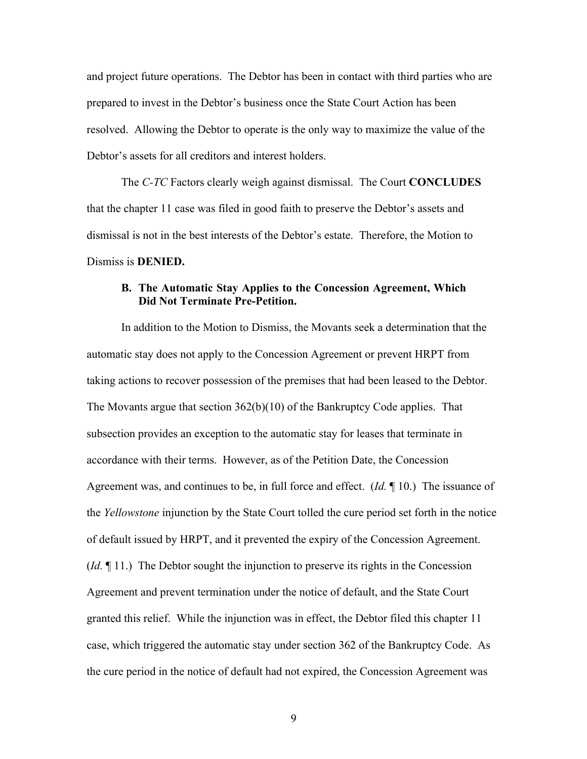and project future operations. The Debtor has been in contact with third parties who are prepared to invest in the Debtor's business once the State Court Action has been resolved. Allowing the Debtor to operate is the only way to maximize the value of the Debtor's assets for all creditors and interest holders.

The *C-TC* Factors clearly weigh against dismissal. The Court **CONCLUDES** that the chapter 11 case was filed in good faith to preserve the Debtor's assets and dismissal is not in the best interests of the Debtor's estate. Therefore, the Motion to Dismiss is **DENIED.**

### B. The Automatic Stay Applies to the Concession Agreement, Which Did Not Terminate Pre-Petition.

In addition to the Motion to Dismiss, the Movants seek a determination that the automatic stay does not apply to the Concession Agreement or prevent HRPT from taking actions to recover possession of the premises that had been leased to the Debtor. The Movants argue that section 362(b)(10) of the Bankruptcy Code applies. That subsection provides an exception to the automatic stay for leases that terminate in accordance with their terms. However, as of the Petition Date, the Concession Agreement was, and continues to be, in full force and effect. (*Id.* ¶ 10.) The issuance of the *Yellowstone* injunction by the State Court tolled the cure period set forth in the notice of default issued by HRPT, and it prevented the expiry of the Concession Agreement. (*Id.* ¶ 11.) The Debtor sought the injunction to preserve its rights in the Concession Agreement and prevent termination under the notice of default, and the State Court granted this relief. While the injunction was in effect, the Debtor filed this chapter 11 case, which triggered the automatic stay under section 362 of the Bankruptcy Code. As the cure period in the notice of default had not expired, the Concession Agreement was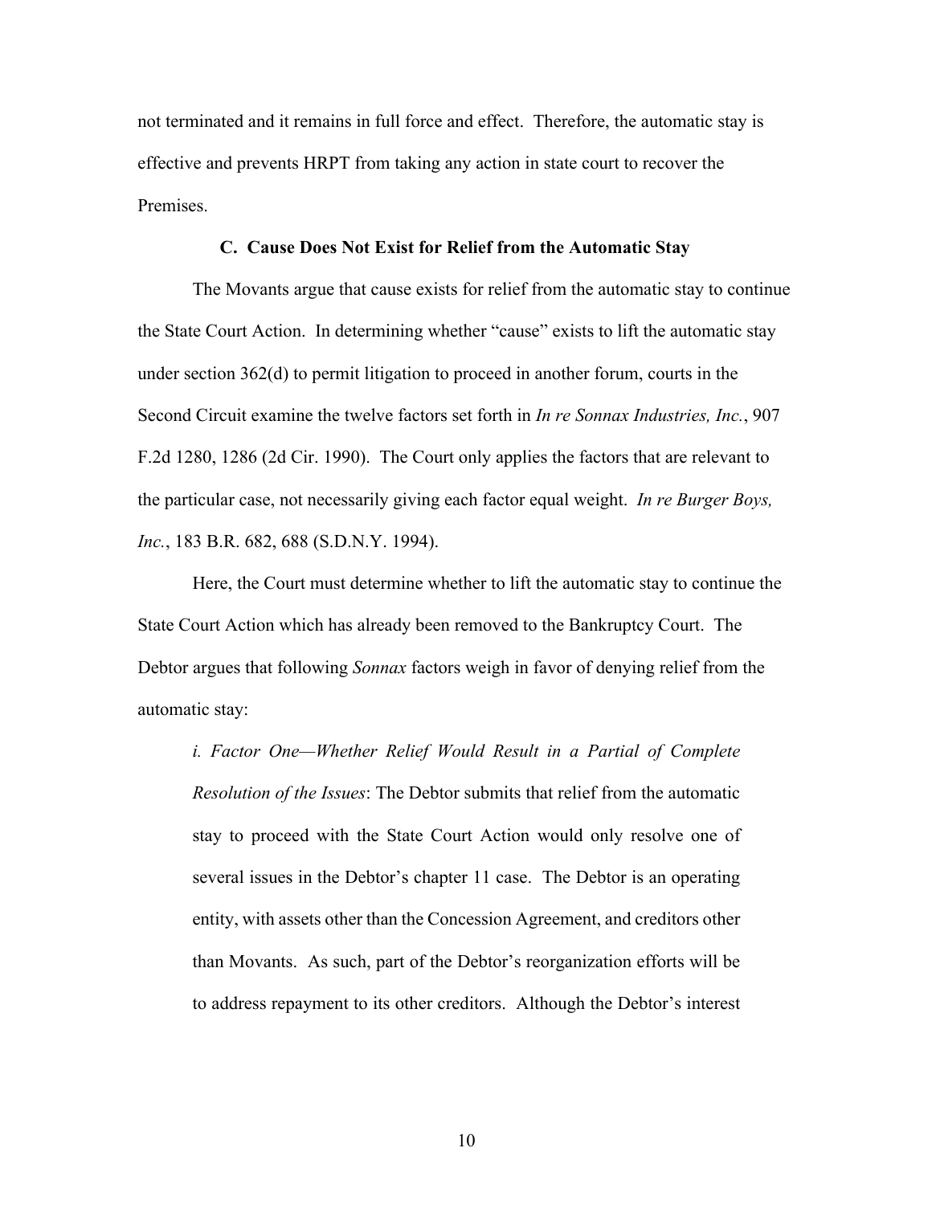not terminated and it remains in full force and effect. Therefore, the automatic stay is effective and prevents HRPT from taking any action in state court to recover the Premises.

### C. Cause Does Not Exist for Relief from the Automatic Stay

The Movants argue that cause exists for relief from the automatic stay to continue the State Court Action. In determining whether "cause" exists to lift the automatic stay under section 362(d) to permit litigation to proceed in another forum, courts in the Second Circuit examine the twelve factors set forth in *In re Sonnax Industries, Inc.*, 907 F.2d 1280, 1286 (2d Cir. 1990). The Court only applies the factors that are relevant to the particular case, not necessarily giving each factor equal weight. *In re Burger Boys, Inc.*, 183 B.R. 682, 688 (S.D.N.Y. 1994).

Here, the Court must determine whether to lift the automatic stay to continue the State Court Action which has already been removed to the Bankruptcy Court. The Debtor argues that following *Sonnax* factors weigh in favor of denying relief from the automatic stay:

> *i. Factor One—Whether Relief Would Result in a Partial of Complete Resolution of the Issues*: The Debtor submits that relief from the automatic stay to proceed with the State Court Action would only resolve one of several issues in the Debtor's chapter 11 case. The Debtor is an operating entity, with assets other than the Concession Agreement, and creditors other than Movants. As such, part of the Debtor's reorganization efforts will be to address repayment to its other creditors. Although the Debtor's interest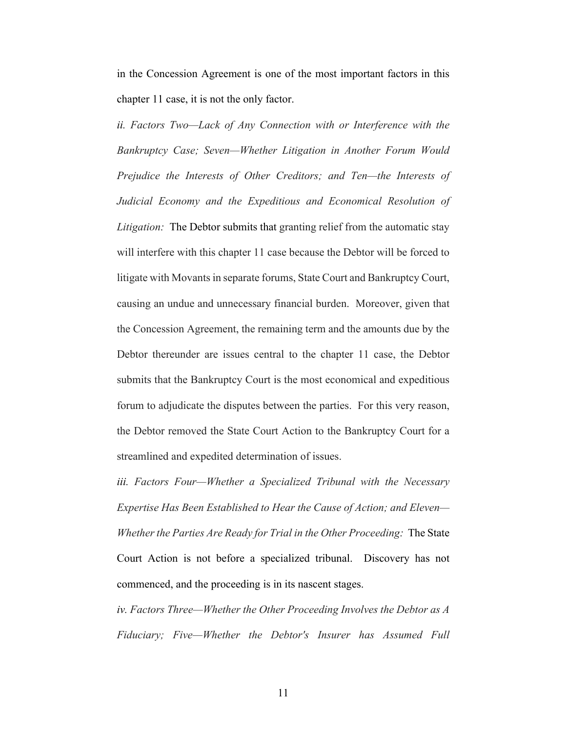in the Concession Agreement is one of the most important factors in this chapter 11 case, it is not the only factor.

*ii. Factors Two—Lack of Any Connection with or Interference with the Bankruptcy Case; Seven—Whether Litigation in Another Forum Would Prejudice the Interests of Other Creditors; and Ten—the Interests of Judicial Economy and the Expeditious and Economical Resolution of Litigation:* The Debtor submits that granting relief from the automatic stay will interfere with this chapter 11 case because the Debtor will be forced to litigate with Movants in separate forums, State Court and Bankruptcy Court, causing an undue and unnecessary financial burden. Moreover, given that the Concession Agreement, the remaining term and the amounts due by the Debtor thereunder are issues central to the chapter 11 case, the Debtor submits that the Bankruptcy Court is the most economical and expeditious forum to adjudicate the disputes between the parties. For this very reason, the Debtor removed the State Court Action to the Bankruptcy Court for a streamlined and expedited determination of issues.

*iii. Factors Four—Whether a Specialized Tribunal with the Necessary Expertise Has Been Established to Hear the Cause of Action; and Eleven—Whether the Parties Are Ready for Trial in the Other Proceeding:* The State Court Action is not before a specialized tribunal. Discovery has not commenced, and the proceeding is in its nascent stages.

*iv. Factors Three—Whether the Other Proceeding Involves the Debtor as A Fiduciary; Five—Whether the Debtor's Insurer has Assumed Full*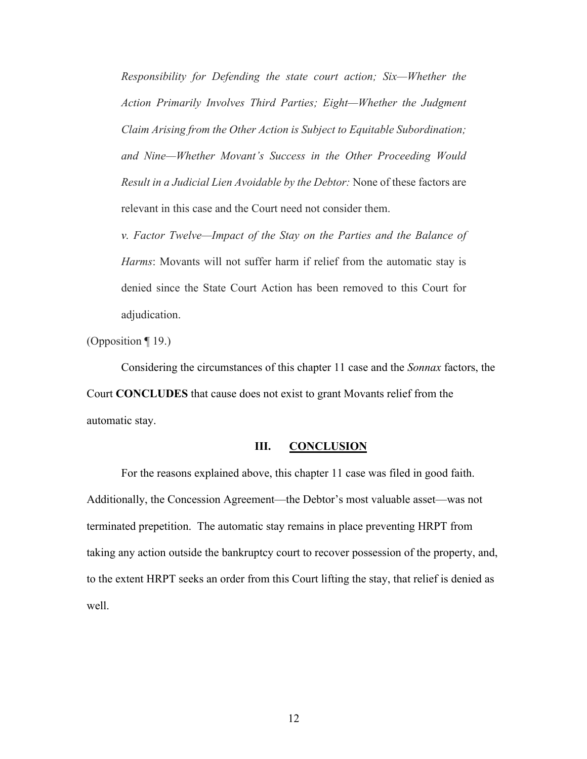*Responsibility for Defending the state court action; Six—Whether the Action Primarily Involves Third Parties; Eight—Whether the Judgment Claim Arising from the Other Action is Subject to Equitable Subordination; and Nine—Whether Movant's Success in the Other Proceeding Would Result in a Judicial Lien Avoidable by the Debtor:* None of these factors are relevant in this case and the Court need not consider them.

*v. Factor Twelve—Impact of the Stay on the Parties and the Balance of Harms*: Movants will not suffer harm if relief from the automatic stay is denied since the State Court Action has been removed to this Court for adjudication.

(Opposition ¶ 19.)

Considering the circumstances of this chapter 11 case and the *Sonnax* factors, the Court **CONCLUDES** that cause does not exist to grant Movants relief from the automatic stay.

## III. CONCLUSION

For the reasons explained above, this chapter 11 case was filed in good faith. Additionally, the Concession Agreement—the Debtor's most valuable asset—was not terminated prepetition. The automatic stay remains in place preventing HRPT from taking any action outside the bankruptcy court to recover possession of the property, and, to the extent HRPT seeks an order from this Court lifting the stay, that relief is denied as well.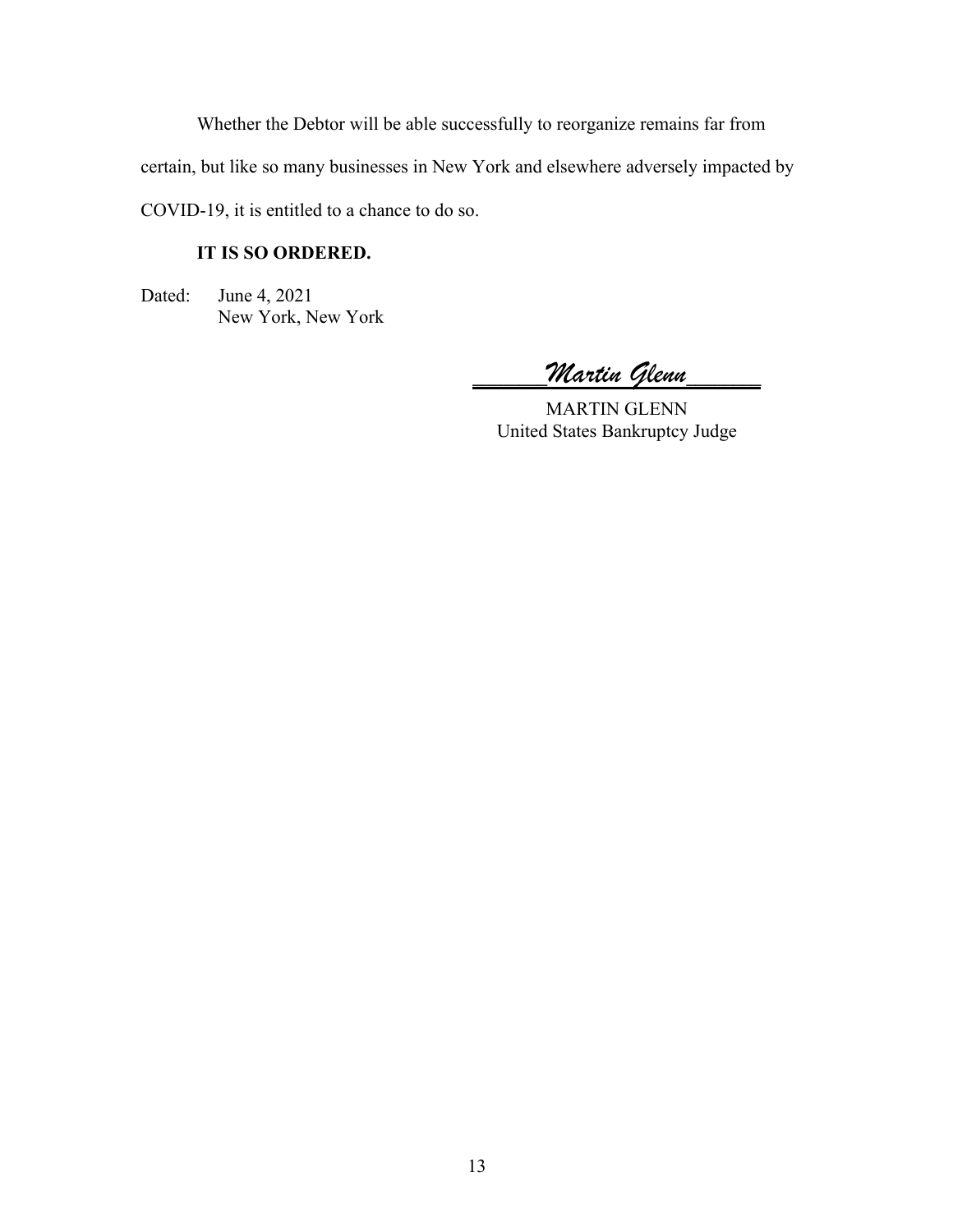Whether the Debtor will be able successfully to reorganize remains far from certain, but like so many businesses in New York and elsewhere adversely impacted by COVID-19, it is entitled to a chance to do so.

**IT IS SO ORDERED.**

Dated: June 4, 2021
New York, New York

_______*Martin Glenn*_______

MARTIN GLENN
United States Bankruptcy Judge